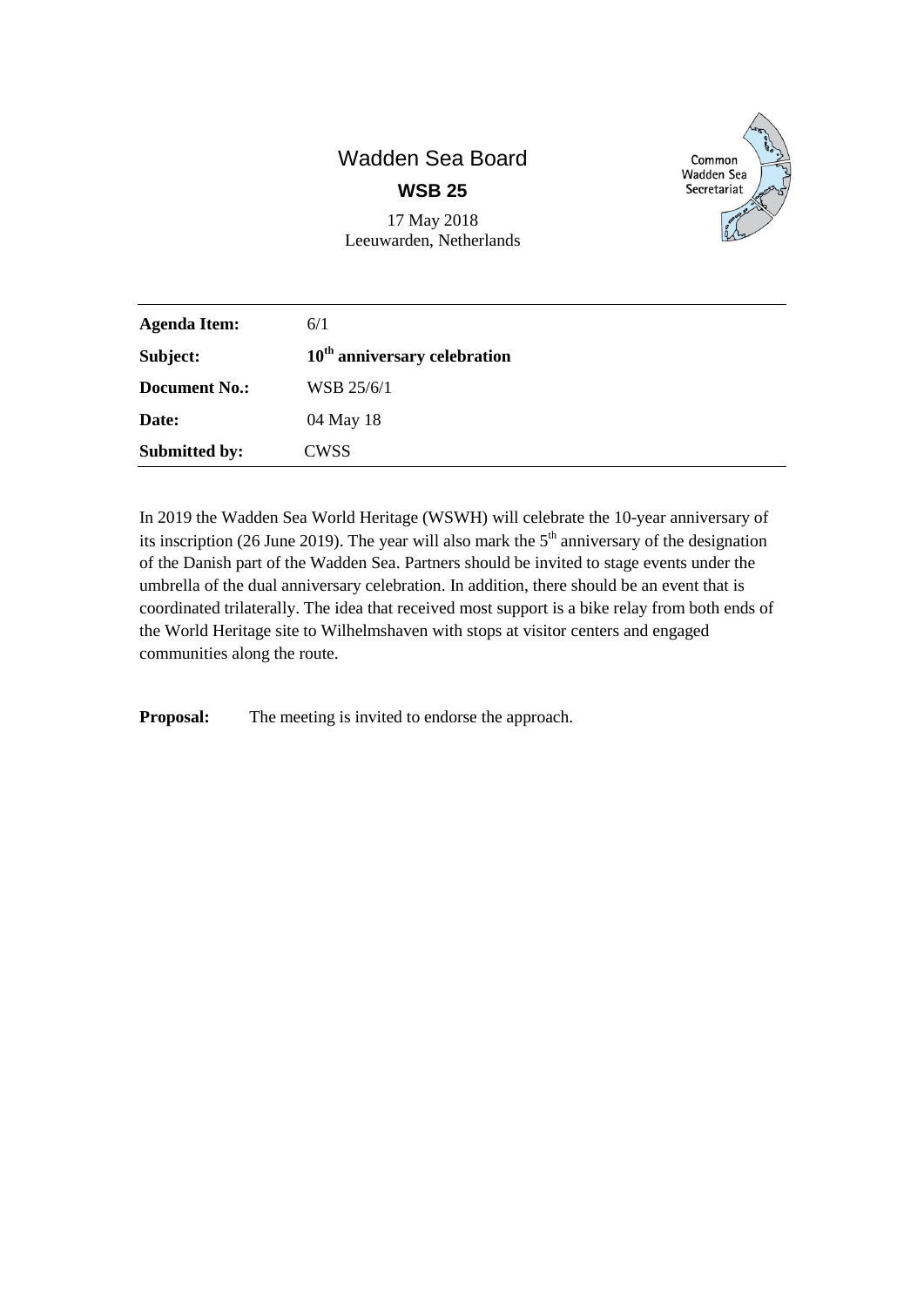# Wadden Sea Board

## WSB 25

17 May 2018
Leeuwarden, Netherlands

Common Wadden Sea Secretariat

| | |
|---|---|
| **Agenda Item:** | 6/1 |
| **Subject:** | **10th anniversary celebration** |
| **Document No.:** | WSB 25/6/1 |
| **Date:** | 04 May 18 |
| **Submitted by:** | CWSS |

In 2019 the Wadden Sea World Heritage (WSWH) will celebrate the 10-year anniversary of its inscription (26 June 2019). The year will also mark the 5th anniversary of the designation of the Danish part of the Wadden Sea. Partners should be invited to stage events under the umbrella of the dual anniversary celebration. In addition, there should be an event that is coordinated trilaterally. The idea that received most support is a bike relay from both ends of the World Heritage site to Wilhelmshaven with stops at visitor centers and engaged communities along the route.

**Proposal:** The meeting is invited to endorse the approach.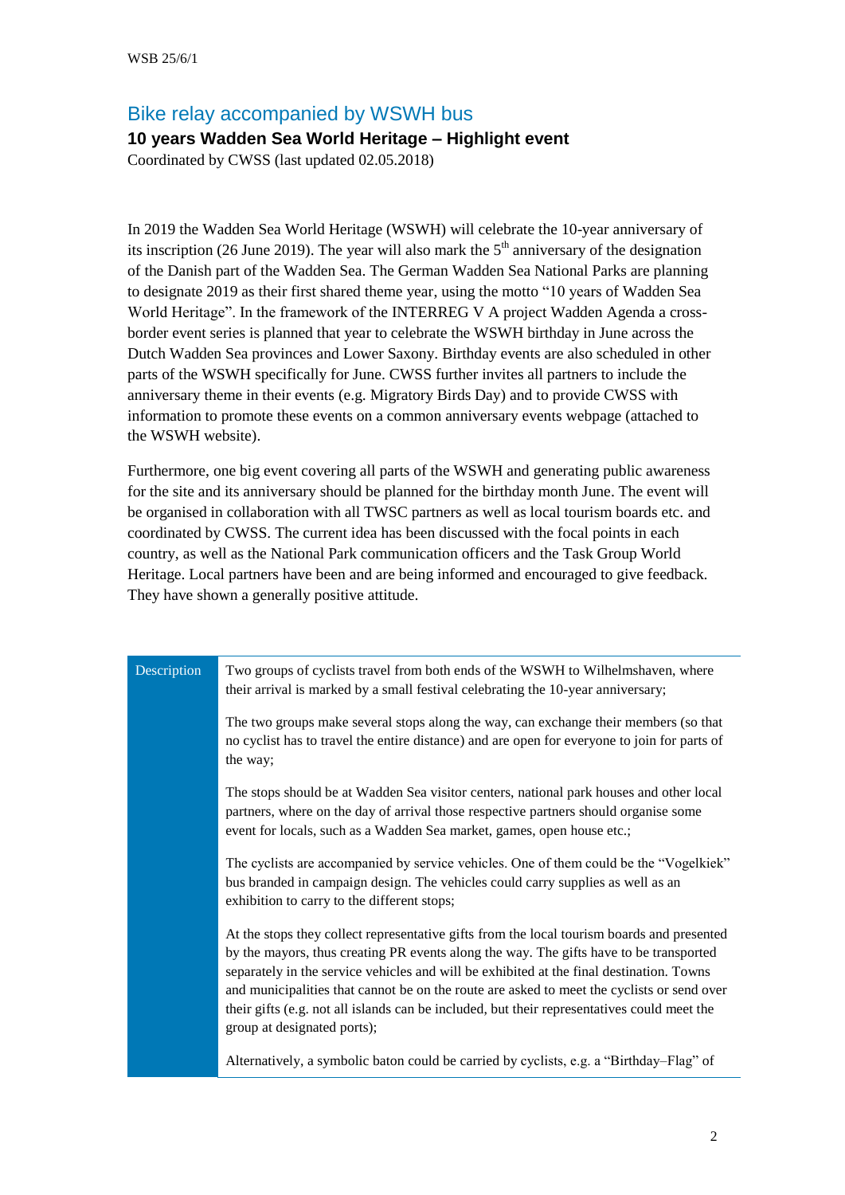## Bike relay accompanied by WSWH bus

**10 years Wadden Sea World Heritage – Highlight event**

Coordinated by CWSS (last updated 02.05.2018)

In 2019 the Wadden Sea World Heritage (WSWH) will celebrate the 10-year anniversary of its inscription (26 June 2019). The year will also mark the 5th anniversary of the designation of the Danish part of the Wadden Sea. The German Wadden Sea National Parks are planning to designate 2019 as their first shared theme year, using the motto "10 years of Wadden Sea World Heritage". In the framework of the INTERREG V A project Wadden Agenda a cross-border event series is planned that year to celebrate the WSWH birthday in June across the Dutch Wadden Sea provinces and Lower Saxony. Birthday events are also scheduled in other parts of the WSWH specifically for June. CWSS further invites all partners to include the anniversary theme in their events (e.g. Migratory Birds Day) and to provide CWSS with information to promote these events on a common anniversary events webpage (attached to the WSWH website).

Furthermore, one big event covering all parts of the WSWH and generating public awareness for the site and its anniversary should be planned for the birthday month June. The event will be organised in collaboration with all TWSC partners as well as local tourism boards etc. and coordinated by CWSS. The current idea has been discussed with the focal points in each country, as well as the National Park communication officers and the Task Group World Heritage. Local partners have been and are being informed and encouraged to give feedback. They have shown a generally positive attitude.

| Description | |
|---|---|
| | Two groups of cyclists travel from both ends of the WSWH to Wilhelmshaven, where their arrival is marked by a small festival celebrating the 10-year anniversary;<br><br>The two groups make several stops along the way, can exchange their members (so that no cyclist has to travel the entire distance) and are open for everyone to join for parts of the way;<br><br>The stops should be at Wadden Sea visitor centers, national park houses and other local partners, where on the day of arrival those respective partners should organise some event for locals, such as a Wadden Sea market, games, open house etc.;<br><br>The cyclists are accompanied by service vehicles. One of them could be the "Vogelkiek" bus branded in campaign design. The vehicles could carry supplies as well as an exhibition to carry to the different stops;<br><br>At the stops they collect representative gifts from the local tourism boards and presented by the mayors, thus creating PR events along the way. The gifts have to be transported separately in the service vehicles and will be exhibited at the final destination. Towns and municipalities that cannot be on the route are asked to meet the cyclists or send over their gifts (e.g. not all islands can be included, but their representatives could meet the group at designated ports);<br><br>Alternatively, a symbolic baton could be carried by cyclists, e.g. a "Birthday–Flag" of |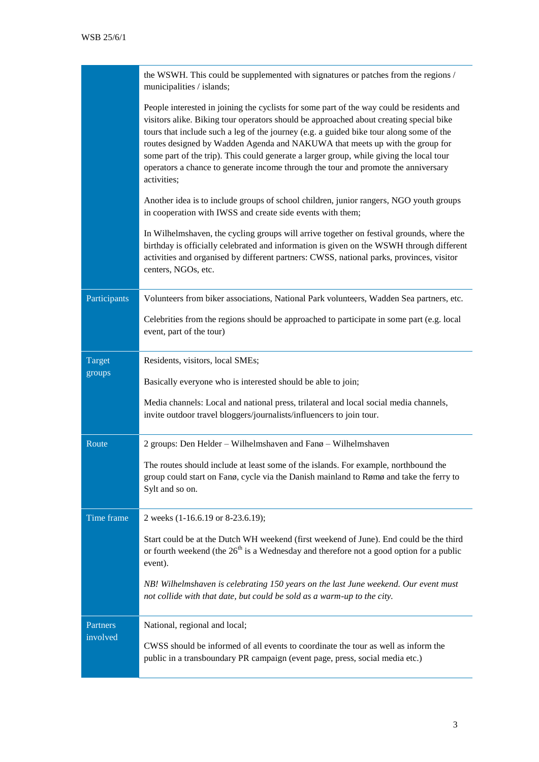| | |
|---|---|
| | the WSWH. This could be supplemented with signatures or patches from the regions / municipalities / islands;<br><br>People interested in joining the cyclists for some part of the way could be residents and visitors alike. Biking tour operators should be approached about creating special bike tours that include such a leg of the journey (e.g. a guided bike tour along some of the routes designed by Wadden Agenda and NAKUWA that meets up with the group for some part of the trip). This could generate a larger group, while giving the local tour operators a chance to generate income through the tour and promote the anniversary activities;<br><br>Another idea is to include groups of school children, junior rangers, NGO youth groups in cooperation with IWSS and create side events with them;<br><br>In Wilhelmshaven, the cycling groups will arrive together on festival grounds, where the birthday is officially celebrated and information is given on the WSWH through different activities and organised by different partners: CWSS, national parks, provinces, visitor centers, NGOs, etc. |
| Participants | Volunteers from biker associations, National Park volunteers, Wadden Sea partners, etc.<br><br>Celebrities from the regions should be approached to participate in some part (e.g. local event, part of the tour) |
| Target groups | Residents, visitors, local SMEs;<br><br>Basically everyone who is interested should be able to join;<br><br>Media channels: Local and national press, trilateral and local social media channels, invite outdoor travel bloggers/journalists/influencers to join tour. |
| Route | 2 groups: Den Helder – Wilhelmshaven and Fanø – Wilhelmshaven<br><br>The routes should include at least some of the islands. For example, northbound the group could start on Fanø, cycle via the Danish mainland to Rømø and take the ferry to Sylt and so on. |
| Time frame | 2 weeks (1-16.6.19 or 8-23.6.19);<br><br>Start could be at the Dutch WH weekend (first weekend of June). End could be the third or fourth weekend (the 26th is a Wednesday and therefore not a good option for a public event).<br><br>*NB! Wilhelmshaven is celebrating 150 years on the last June weekend. Our event must not collide with that date, but could be sold as a warm-up to the city.* |
| Partners involved | National, regional and local;<br><br>CWSS should be informed of all events to coordinate the tour as well as inform the public in a transboundary PR campaign (event page, press, social media etc.) |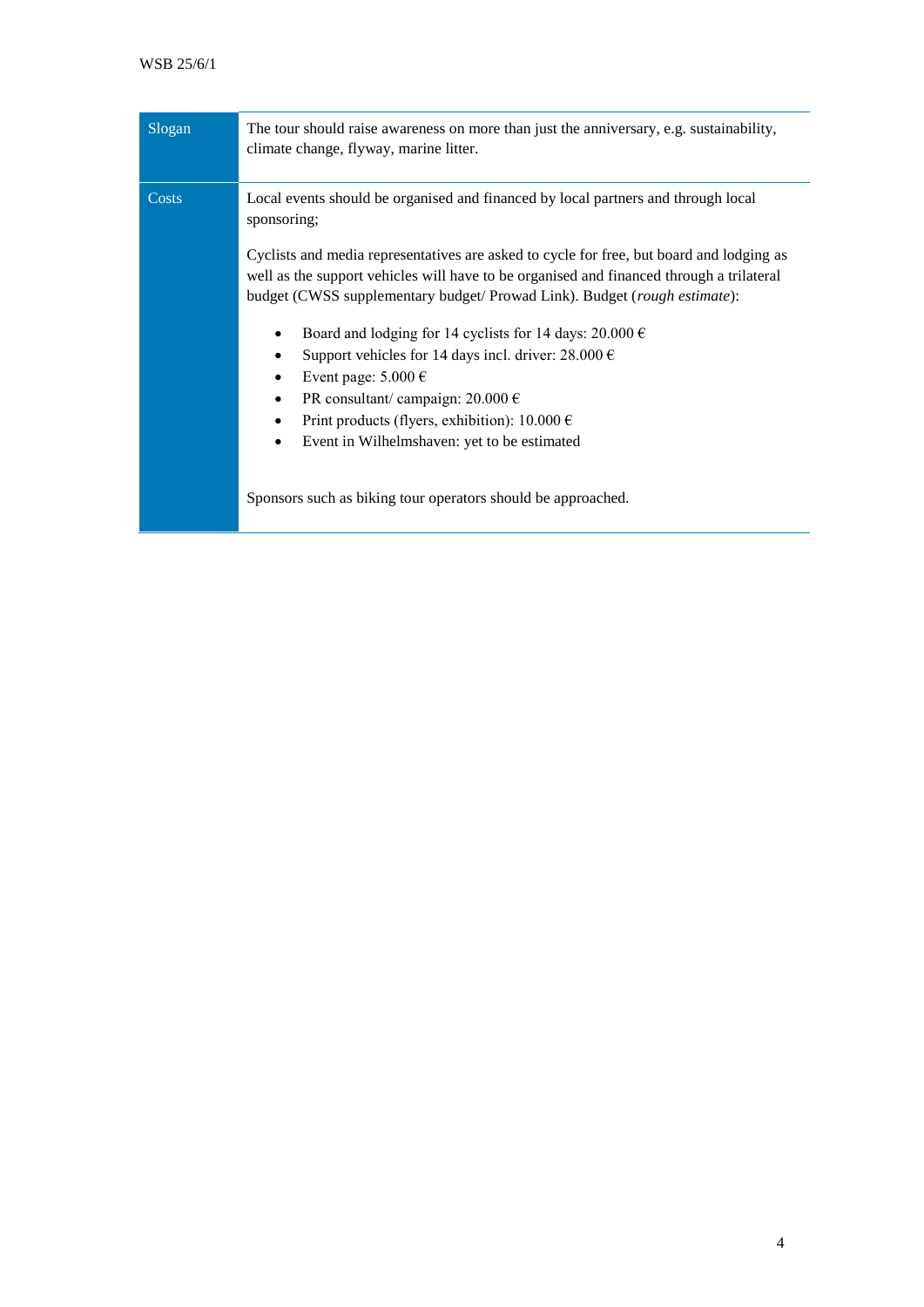| | |
|---|---|
| Slogan | The tour should raise awareness on more than just the anniversary, e.g. sustainability, climate change, flyway, marine litter. |
| Costs | Local events should be organised and financed by local partners and through local sponsoring;<br><br>Cyclists and media representatives are asked to cycle for free, but board and lodging as well as the support vehicles will have to be organised and financed through a trilateral budget (CWSS supplementary budget/ Prowad Link). Budget (*rough estimate*):<br><br>• Board and lodging for 14 cyclists for 14 days: 20.000 €<br>• Support vehicles for 14 days incl. driver: 28.000 €<br>• Event page: 5.000 €<br>• PR consultant/ campaign: 20.000 €<br>• Print products (flyers, exhibition): 10.000 €<br>• Event in Wilhelmshaven: yet to be estimated<br><br>Sponsors such as biking tour operators should be approached. |